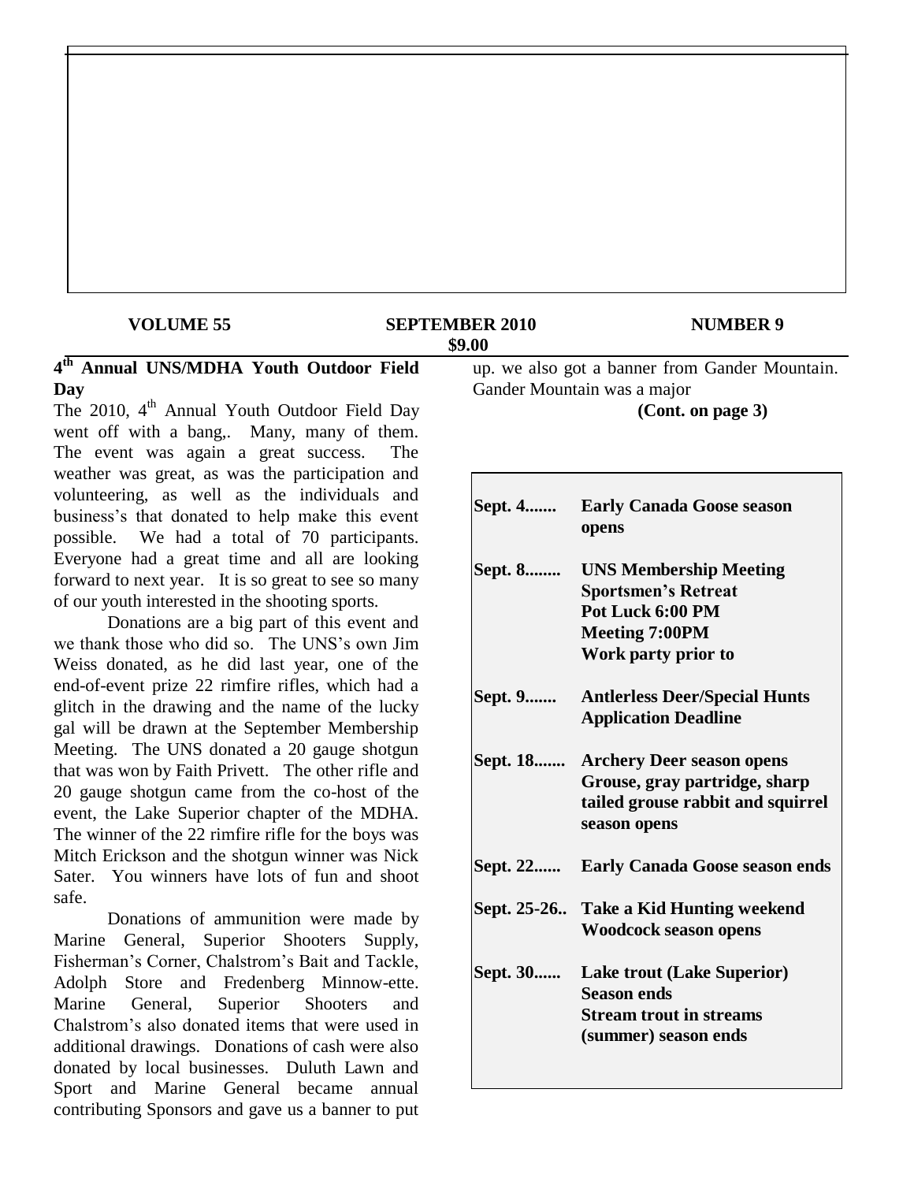**VOLUME 55** **SEPTEMBER 2010** **NUMBER 9**

**$9.00**

## 4th Annual UNS/MDHA Youth Outdoor Field Day

The 2010, 4th Annual Youth Outdoor Field Day went off with a bang,. Many, many of them. The event was again a great success. The weather was great, as was the participation and volunteering, as well as the individuals and business's that donated to help make this event possible. We had a total of 70 participants. Everyone had a great time and all are looking forward to next year. It is so great to see so many of our youth interested in the shooting sports.

Donations are a big part of this event and we thank those who did so. The UNS's own Jim Weiss donated, as he did last year, one of the end-of-event prize 22 rimfire rifles, which had a glitch in the drawing and the name of the lucky gal will be drawn at the September Membership Meeting. The UNS donated a 20 gauge shotgun that was won by Faith Privett. The other rifle and 20 gauge shotgun came from the co-host of the event, the Lake Superior chapter of the MDHA. The winner of the 22 rimfire rifle for the boys was Mitch Erickson and the shotgun winner was Nick Sater. You winners have lots of fun and shoot safe.

Donations of ammunition were made by Marine General, Superior Shooters Supply, Fisherman's Corner, Chalstrom's Bait and Tackle, Adolph Store and Fredenberg Minnow-ette. Marine General, Superior Shooters and Chalstrom's also donated items that were used in additional drawings. Donations of cash were also donated by local businesses. Duluth Lawn and Sport and Marine General became annual contributing Sponsors and gave us a banner to put up. we also got a banner from Gander Mountain. Gander Mountain was a major

**(Cont. on page 3)**

| | |
|---|---|
| **Sept. 4.......** | **Early Canada Goose season opens** |
| **Sept. 8........** | **UNS Membership Meeting**<br>**Sportsmen's Retreat**<br>**Pot Luck 6:00 PM**<br>**Meeting 7:00PM**<br>**Work party prior to** |
| **Sept. 9.......** | **Antlerless Deer/Special Hunts Application Deadline** |
| **Sept. 18.......** | **Archery Deer season opens**<br>**Grouse, gray partridge, sharp tailed grouse rabbit and squirrel season opens** |
| **Sept. 22......** | **Early Canada Goose season ends** |
| **Sept. 25-26..** | **Take a Kid Hunting weekend**<br>**Woodcock season opens** |
| **Sept. 30......** | **Lake trout (Lake Superior) Season ends**<br>**Stream trout in streams (summer) season ends** |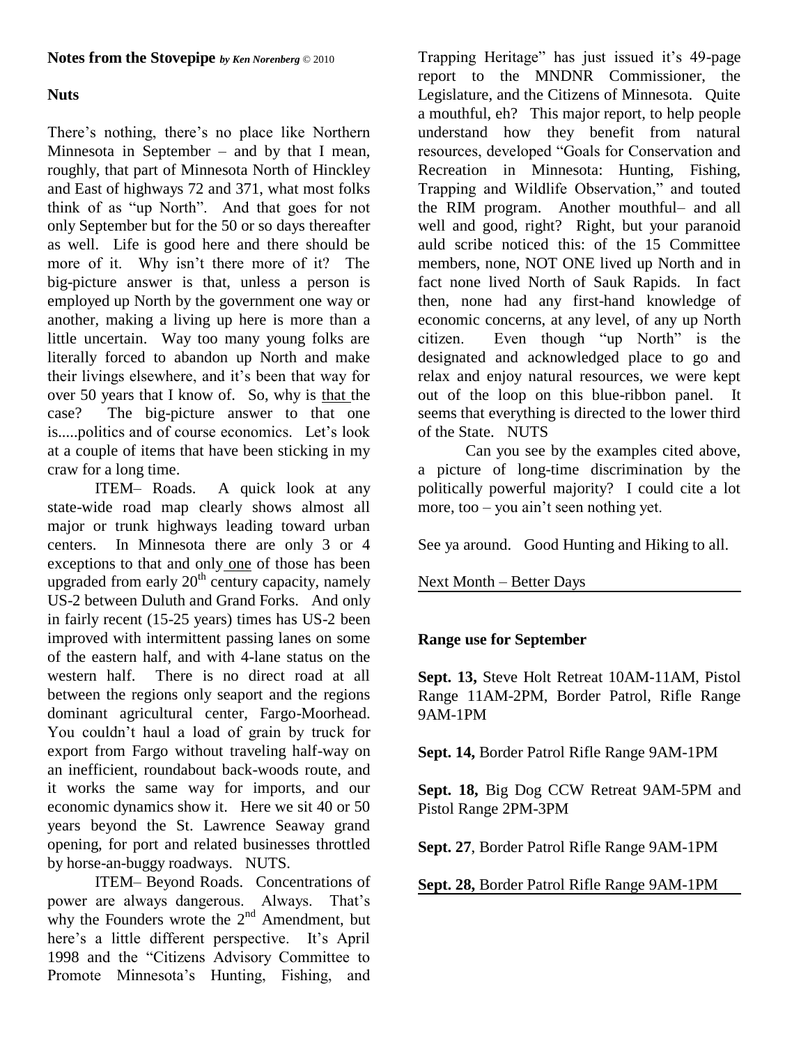**Notes from the Stovepipe** ***by Ken Norenberg*** © 2010

**Nuts**

There's nothing, there's no place like Northern Minnesota in September – and by that I mean, roughly, that part of Minnesota North of Hinckley and East of highways 72 and 371, what most folks think of as "up North". And that goes for not only September but for the 50 or so days thereafter as well. Life is good here and there should be more of it. Why isn't there more of it? The big-picture answer is that, unless a person is employed up North by the government one way or another, making a living up here is more than a little uncertain. Way too many young folks are literally forced to abandon up North and make their livings elsewhere, and it's been that way for over 50 years that I know of. So, why is <u>that</u> the case? The big-picture answer to that one is.....politics and of course economics. Let's look at a couple of items that have been sticking in my craw for a long time.

ITEM– Roads. A quick look at any state-wide road map clearly shows almost all major or trunk highways leading toward urban centers. In Minnesota there are only 3 or 4 exceptions to that and only <u>one</u> of those has been upgraded from early 20th century capacity, namely US-2 between Duluth and Grand Forks. And only in fairly recent (15-25 years) times has US-2 been improved with intermittent passing lanes on some of the eastern half, and with 4-lane status on the western half. There is no direct road at all between the regions only seaport and the regions dominant agricultural center, Fargo-Moorhead. You couldn't haul a load of grain by truck for export from Fargo without traveling half-way on an inefficient, roundabout back-woods route, and it works the same way for imports, and our economic dynamics show it. Here we sit 40 or 50 years beyond the St. Lawrence Seaway grand opening, for port and related businesses throttled by horse-an-buggy roadways. NUTS.

ITEM– Beyond Roads. Concentrations of power are always dangerous. Always. That's why the Founders wrote the 2nd Amendment, but here's a little different perspective. It's April 1998 and the "Citizens Advisory Committee to Promote Minnesota's Hunting, Fishing, and Trapping Heritage" has just issued it's 49-page report to the MNDNR Commissioner, the Legislature, and the Citizens of Minnesota. Quite a mouthful, eh? This major report, to help people understand how they benefit from natural resources, developed "Goals for Conservation and Recreation in Minnesota: Hunting, Fishing, Trapping and Wildlife Observation," and touted the RIM program. Another mouthful– and all well and good, right? Right, but your paranoid auld scribe noticed this: of the 15 Committee members, none, NOT ONE lived up North and in fact none lived North of Sauk Rapids. In fact then, none had any first-hand knowledge of economic concerns, at any level, of any up North citizen. Even though "up North" is the designated and acknowledged place to go and relax and enjoy natural resources, we were kept out of the loop on this blue-ribbon panel. It seems that everything is directed to the lower third of the State. NUTS

Can you see by the examples cited above, a picture of long-time discrimination by the politically powerful majority? I could cite a lot more, too – you ain't seen nothing yet.

See ya around. Good Hunting and Hiking to all.

<u>Next Month – Better Days</u>

**Range use for September**

**Sept. 13,** Steve Holt Retreat 10AM-11AM, Pistol Range 11AM-2PM, Border Patrol, Rifle Range 9AM-1PM

**Sept. 14,** Border Patrol Rifle Range 9AM-1PM

**Sept. 18,** Big Dog CCW Retreat 9AM-5PM and Pistol Range 2PM-3PM

**Sept. 27**, Border Patrol Rifle Range 9AM-1PM

**Sept. 28,** Border Patrol Rifle Range 9AM-1PM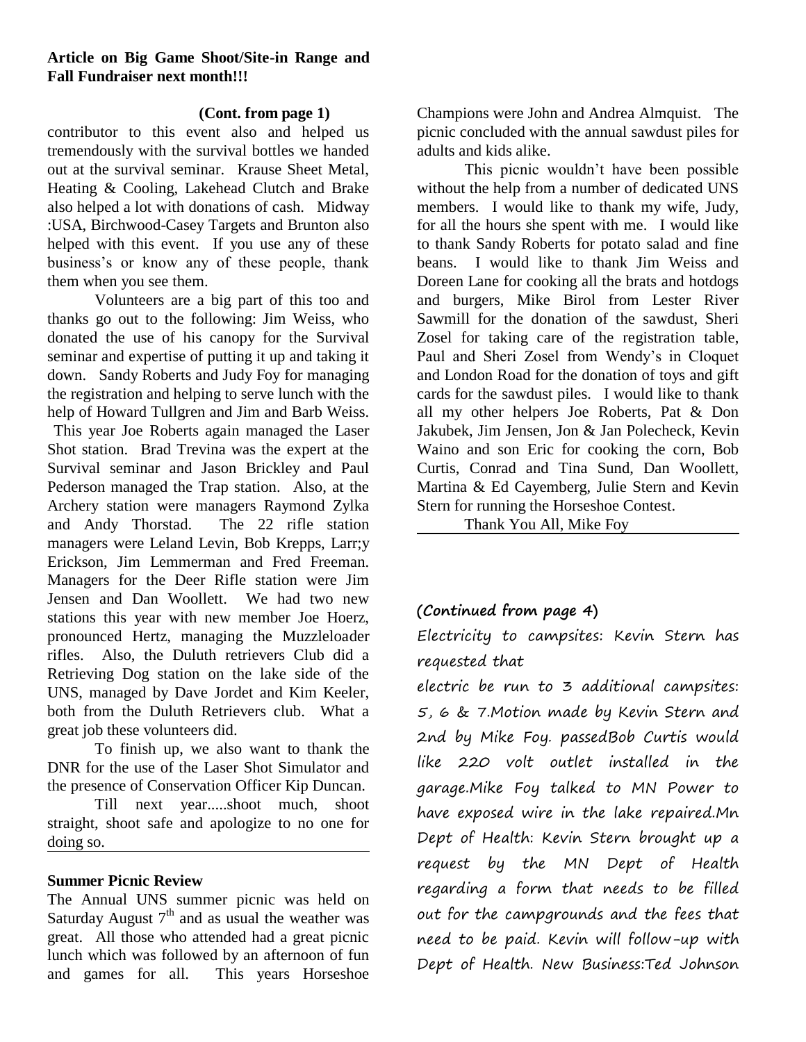**Article on Big Game Shoot/Site-in Range and Fall Fundraiser next month!!!**

**(Cont. from page 1)**

contributor to this event also and helped us tremendously with the survival bottles we handed out at the survival seminar. Krause Sheet Metal, Heating & Cooling, Lakehead Clutch and Brake also helped a lot with donations of cash. Midway :USA, Birchwood-Casey Targets and Brunton also helped with this event. If you use any of these business's or know any of these people, thank them when you see them.

Volunteers are a big part of this too and thanks go out to the following: Jim Weiss, who donated the use of his canopy for the Survival seminar and expertise of putting it up and taking it down. Sandy Roberts and Judy Foy for managing the registration and helping to serve lunch with the help of Howard Tullgren and Jim and Barb Weiss. This year Joe Roberts again managed the Laser Shot station. Brad Trevina was the expert at the Survival seminar and Jason Brickley and Paul Pederson managed the Trap station. Also, at the Archery station were managers Raymond Zylka and Andy Thorstad. The 22 rifle station managers were Leland Levin, Bob Krepps, Larr;y Erickson, Jim Lemmerman and Fred Freeman. Managers for the Deer Rifle station were Jim Jensen and Dan Woollett. We had two new stations this year with new member Joe Hoerz, pronounced Hertz, managing the Muzzleloader rifles. Also, the Duluth retrievers Club did a Retrieving Dog station on the lake side of the UNS, managed by Dave Jordet and Kim Keeler, both from the Duluth Retrievers club. What a great job these volunteers did.

To finish up, we also want to thank the DNR for the use of the Laser Shot Simulator and the presence of Conservation Officer Kip Duncan.

Till next year.....shoot much, shoot straight, shoot safe and apologize to no one for doing so.

---

**Summer Picnic Review**

The Annual UNS summer picnic was held on Saturday August 7th and as usual the weather was great. All those who attended had a great picnic lunch which was followed by an afternoon of fun and games for all. This years Horseshoe Champions were John and Andrea Almquist. The picnic concluded with the annual sawdust piles for adults and kids alike.

This picnic wouldn't have been possible without the help from a number of dedicated UNS members. I would like to thank my wife, Judy, for all the hours she spent with me. I would like to thank Sandy Roberts for potato salad and fine beans. I would like to thank Jim Weiss and Doreen Lane for cooking all the brats and hotdogs and burgers, Mike Birol from Lester River Sawmill for the donation of the sawdust, Sheri Zosel for taking care of the registration table, Paul and Sheri Zosel from Wendy's in Cloquet and London Road for the donation of toys and gift cards for the sawdust piles. I would like to thank all my other helpers Joe Roberts, Pat & Don Jakubek, Jim Jensen, Jon & Jan Polecheck, Kevin Waino and son Eric for cooking the corn, Bob Curtis, Conrad and Tina Sund, Dan Woollett, Martina & Ed Cayemberg, Julie Stern and Kevin Stern for running the Horseshoe Contest.

Thank You All, Mike Foy

---

**(Continued from page 4)**

Electricity to campsites: Kevin Stern has requested that electric be run to 3 additional campsites: 5, 6 & 7.Motion made by Kevin Stern and 2nd by Mike Foy. passedBob Curtis would like 220 volt outlet installed in the garage.Mike Foy talked to MN Power to have exposed wire in the lake repaired.Mn Dept of Health: Kevin Stern brought up a request by the MN Dept of Health regarding a form that needs to be filled out for the campgrounds and the fees that need to be paid. Kevin will follow-up with Dept of Health. New Business:Ted Johnson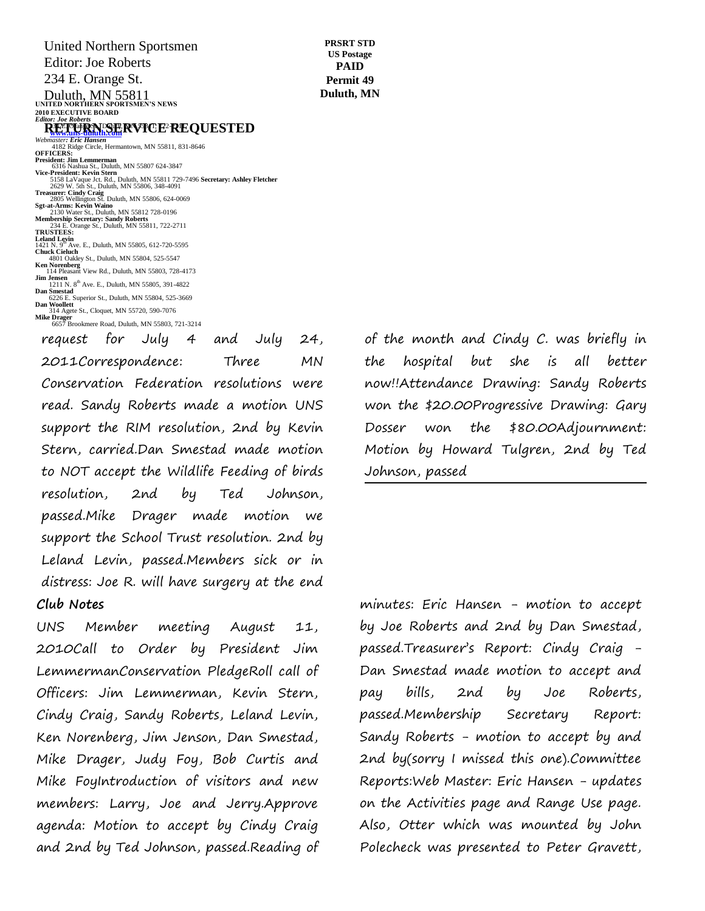United Northern Sportsmen
Editor: Joe Roberts
234 E. Orange St.
Duluth, MN 55811

**PRSRT STD**
**US Postage**
**PAID**
**Permit 49**
**Duluth, MN**

**RETURN SERVICE REQUESTED**

**UNITED NORTHERN SPORTSMEN'S NEWS**

**2010 EXECUTIVE BOARD**

***Editor: Joe Roberts***

[www.uns-duluth.com](http://www.uns-duluth.com)

***Webmaster: Eric Hansen***
4182 Ridge Circle, Hermantown, MN 55811, 831-8646

**OFFICERS:**

**President: Jim Lemmerman**
6316 Nashua St., Duluth, MN 55807 624-3847

**Vice-President: Kevin Stern**
5158 LaVaque Jct. Rd., Duluth, MN 55811 729-7496

**Secretary: Ashley Fletcher**
2629 W. 5th St., Duluth, MN 55806, 348-4091

**Treasurer: Cindy Craig**
2805 Wellington St. Duluth, MN 55806, 624-0069

**Sgt-at-Arms: Kevin Waino**
2130 Water St., Duluth, MN 55812 728-0196

**Membership Secretary: Sandy Roberts**
234 E. Orange St., Duluth, MN 55811, 722-2711

**TRUSTEES:**

**Leland Levin**
1421 N. 9th Ave. E., Duluth, MN 55805, 612-720-5595

**Chuck Cieluch**
4801 Oakley St., Duluth, MN 55804, 525-5547

**Ken Norenberg**
114 Pleasant View Rd., Duluth, MN 55803, 728-4173

**Jim Jensen**
1211 N. 8th Ave. E., Duluth, MN 55805, 391-4822

**Dan Smestad**
6226 E. Superior St., Duluth, MN 55804, 525-3669

**Dan Woollett**
314 Agete St., Cloquet, MN 55720, 590-7076

**Mike Drager**
6657 Brookmere Road, Duluth, MN 55803, 721-3214

## Club Notes

UNS Member meeting August 11, 2010Call to Order by President Jim LemmermanConservation PledgeRoll call of Officers: Jim Lemmerman, Kevin Stern, Cindy Craig, Sandy Roberts, Leland Levin, Ken Norenberg, Jim Jenson, Dan Smestad, Mike Drager, Judy Foy, Bob Curtis and Mike FoyIntroduction of visitors and new members: Larry, Joe and Jerry.Approve agenda: Motion to accept by Cindy Craig and 2nd by Ted Johnson, passed.Reading of minutes: Eric Hansen - motion to accept by Joe Roberts and 2nd by Dan Smestad, passed.Treasurer's Report: Cindy Craig - Dan Smestad made motion to accept and pay bills, 2nd by Joe Roberts, passed.Membership Secretary Report: Sandy Roberts - motion to accept by and 2nd by(sorry I missed this one).Committee Reports:Web Master: Eric Hansen - updates on the Activities page and Range Use page. Also, Otter which was mounted by John Polecheck was presented to Peter Gravett, request for July 4 and July 24, 2011Correspondence: Three MN Conservation Federation resolutions were read. Sandy Roberts made a motion UNS support the RIM resolution, 2nd by Kevin Stern, carried.Dan Smestad made motion to NOT accept the Wildlife Feeding of birds resolution, 2nd by Ted Johnson, passed.Mike Drager made motion we support the School Trust resolution. 2nd by Leland Levin, passed.Members sick or in distress: Joe R. will have surgery at the end of the month and Cindy C. was briefly in the hospital but she is all better now!!Attendance Drawing: Sandy Roberts won the $20.00Progressive Drawing: Gary Dosser won the $80.00Adjournment: Motion by Howard Tulgren, 2nd by Ted Johnson, passed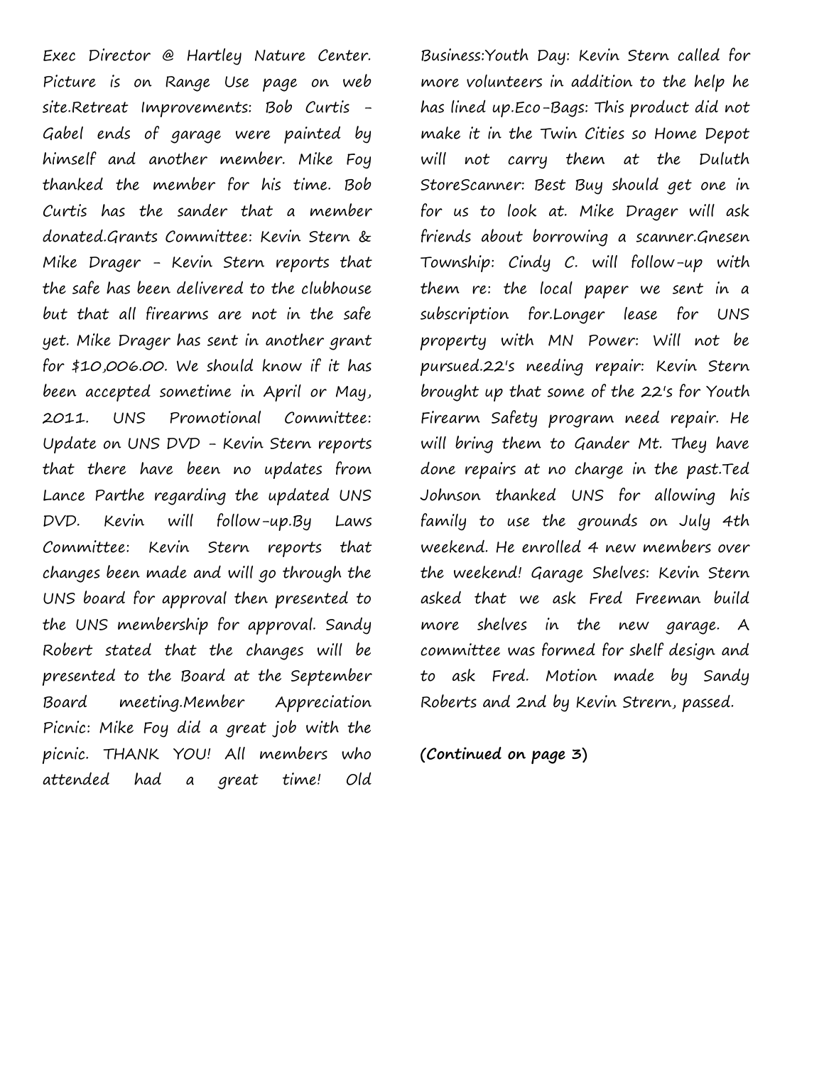Exec Director @ Hartley Nature Center. Picture is on Range Use page on web site.Retreat Improvements: Bob Curtis - Gabel ends of garage were painted by himself and another member. Mike Foy thanked the member for his time. Bob Curtis has the sander that a member donated.Grants Committee: Kevin Stern & Mike Drager - Kevin Stern reports that the safe has been delivered to the clubhouse but that all firearms are not in the safe yet. Mike Drager has sent in another grant for $10,006.00. We should know if it has been accepted sometime in April or May, 2011. UNS Promotional Committee: Update on UNS DVD - Kevin Stern reports that there have been no updates from Lance Parthe regarding the updated UNS DVD. Kevin will follow-up.By Laws Committee: Kevin Stern reports that changes been made and will go through the UNS board for approval then presented to the UNS membership for approval. Sandy Robert stated that the changes will be presented to the Board at the September Board meeting.Member Appreciation Picnic: Mike Foy did a great job with the picnic. THANK YOU! All members who attended had a great time! Old Business:Youth Day: Kevin Stern called for more volunteers in addition to the help he has lined up.Eco-Bags: This product did not make it in the Twin Cities so Home Depot will not carry them at the Duluth StoreScanner: Best Buy should get one in for us to look at. Mike Drager will ask friends about borrowing a scanner.Gnesen Township: Cindy C. will follow-up with them re: the local paper we sent in a subscription for.Longer lease for UNS property with MN Power: Will not be pursued.22's needing repair: Kevin Stern brought up that some of the 22's for Youth Firearm Safety program need repair. He will bring them to Gander Mt. They have done repairs at no charge in the past.Ted Johnson thanked UNS for allowing his family to use the grounds on July 4th weekend. He enrolled 4 new members over the weekend! Garage Shelves: Kevin Stern asked that we ask Fred Freeman build more shelves in the new garage. A committee was formed for shelf design and to ask Fred. Motion made by Sandy Roberts and 2nd by Kevin Strern, passed.

**(Continued on page 3)**